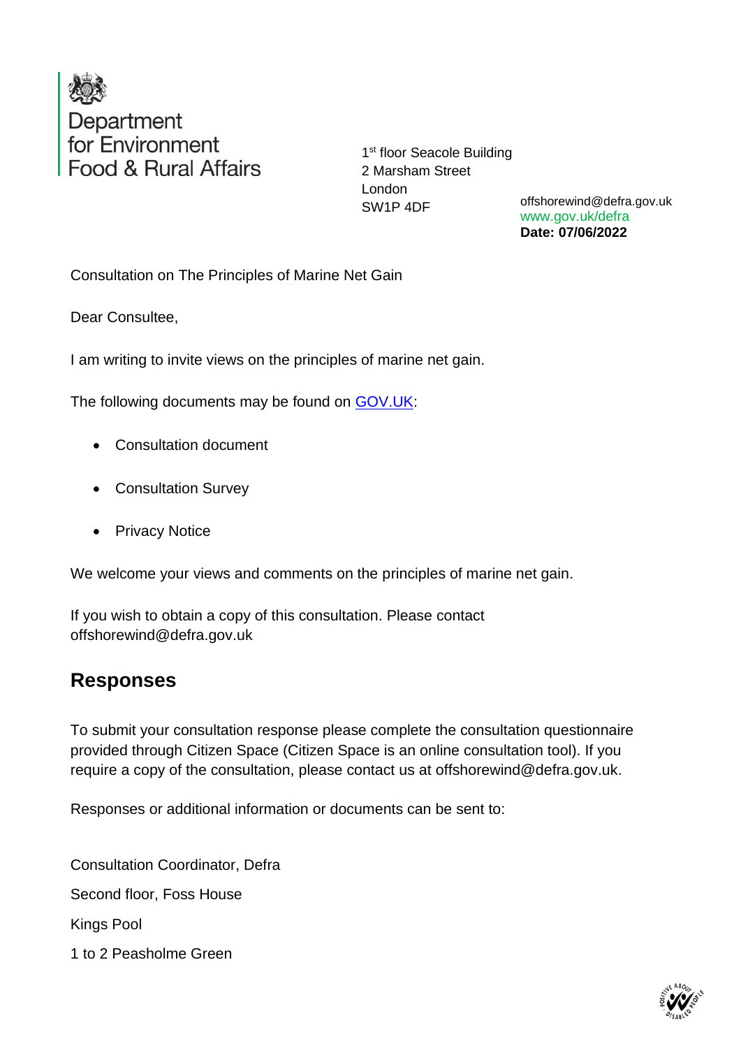Department for Environment Food & Rural Affairs

1st floor Seacole Building
2 Marsham Street
London
SW1P 4DF

offshorewind@defra.gov.uk
www.gov.uk/defra
**Date: 07/06/2022**

Consultation on The Principles of Marine Net Gain

Dear Consultee,

I am writing to invite views on the principles of marine net gain.

The following documents may be found on [GOV.UK](GOV.UK):

- Consultation document
- Consultation Survey
- Privacy Notice

We welcome your views and comments on the principles of marine net gain.

If you wish to obtain a copy of this consultation. Please contact offshorewind@defra.gov.uk

## Responses

To submit your consultation response please complete the consultation questionnaire provided through Citizen Space (Citizen Space is an online consultation tool). If you require a copy of the consultation, please contact us at offshorewind@defra.gov.uk.

Responses or additional information or documents can be sent to:

Consultation Coordinator, Defra

Second floor, Foss House

Kings Pool

1 to 2 Peasholme Green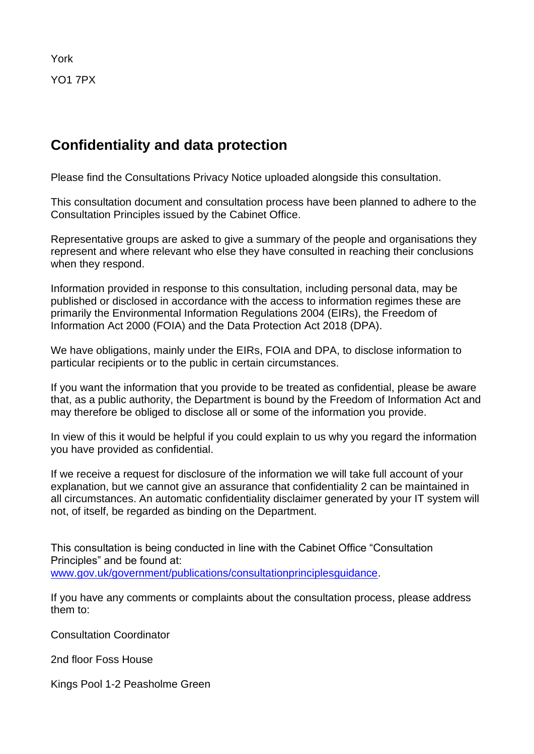York

YO1 7PX

## Confidentiality and data protection

Please find the Consultations Privacy Notice uploaded alongside this consultation.

This consultation document and consultation process have been planned to adhere to the Consultation Principles issued by the Cabinet Office.

Representative groups are asked to give a summary of the people and organisations they represent and where relevant who else they have consulted in reaching their conclusions when they respond.

Information provided in response to this consultation, including personal data, may be published or disclosed in accordance with the access to information regimes these are primarily the Environmental Information Regulations 2004 (EIRs), the Freedom of Information Act 2000 (FOIA) and the Data Protection Act 2018 (DPA).

We have obligations, mainly under the EIRs, FOIA and DPA, to disclose information to particular recipients or to the public in certain circumstances.

If you want the information that you provide to be treated as confidential, please be aware that, as a public authority, the Department is bound by the Freedom of Information Act and may therefore be obliged to disclose all or some of the information you provide.

In view of this it would be helpful if you could explain to us why you regard the information you have provided as confidential.

If we receive a request for disclosure of the information we will take full account of your explanation, but we cannot give an assurance that confidentiality 2 can be maintained in all circumstances. An automatic confidentiality disclaimer generated by your IT system will not, of itself, be regarded as binding on the Department.

This consultation is being conducted in line with the Cabinet Office "Consultation Principles" and be found at: [www.gov.uk/government/publications/consultationprinciplesguidance](www.gov.uk/government/publications/consultationprinciplesguidance).

If you have any comments or complaints about the consultation process, please address them to:

Consultation Coordinator

2nd floor Foss House

Kings Pool 1-2 Peasholme Green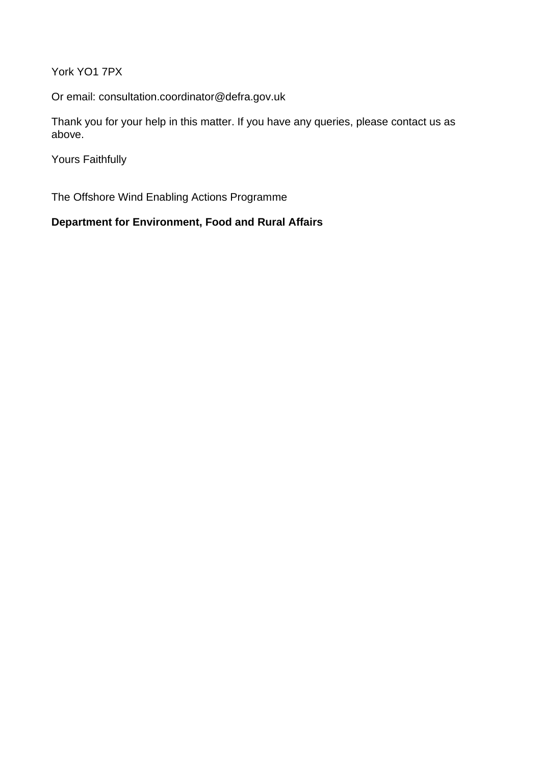York YO1 7PX

Or email: consultation.coordinator@defra.gov.uk

Thank you for your help in this matter. If you have any queries, please contact us as above.

Yours Faithfully

The Offshore Wind Enabling Actions Programme

**Department for Environment, Food and Rural Affairs**